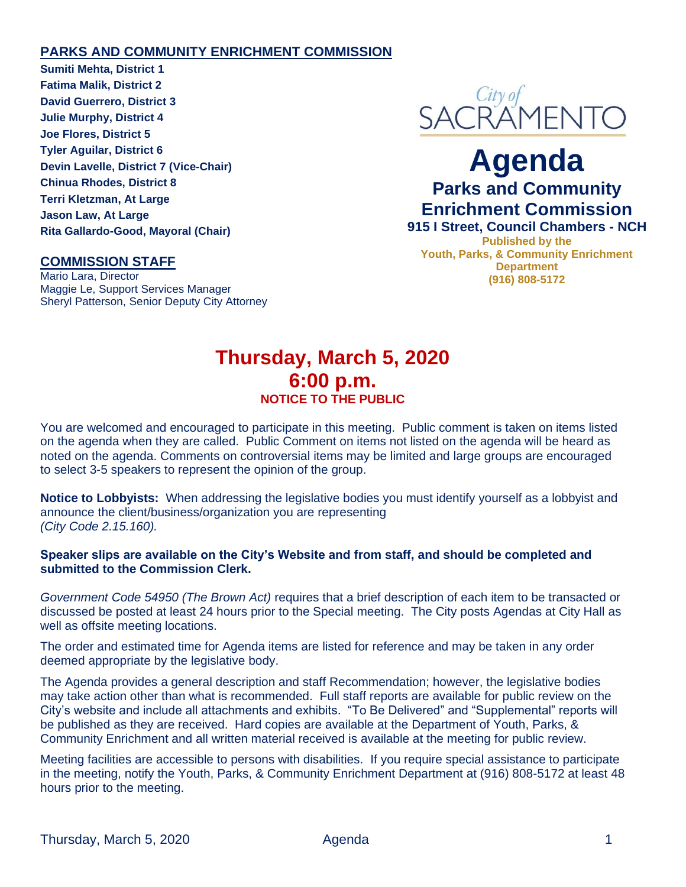## PARKS AND COMMUNITY ENRICHMENT COMMISSION

**Sumiti Mehta, District 1**
**Fatima Malik, District 2**
**David Guerrero, District 3**
**Julie Murphy, District 4**
**Joe Flores, District 5**
**Tyler Aguilar, District 6**
**Devin Lavelle, District 7 (Vice-Chair)**
**Chinua Rhodes, District 8**
**Terri Kletzman, At Large**
**Jason Law, At Large**
**Rita Gallardo-Good, Mayoral (Chair)**

## COMMISSION STAFF

Mario Lara, Director
Maggie Le, Support Services Manager
Sheryl Patterson, Senior Deputy City Attorney

City of SACRAMENTO

# Agenda

## Parks and Community Enrichment Commission

**915 I Street, Council Chambers - NCH**

**Published by the Youth, Parks, & Community Enrichment Department**
**(916) 808-5172**

# Thursday, March 5, 2020
# 6:00 p.m.

**NOTICE TO THE PUBLIC**

You are welcomed and encouraged to participate in this meeting. Public comment is taken on items listed on the agenda when they are called. Public Comment on items not listed on the agenda will be heard as noted on the agenda. Comments on controversial items may be limited and large groups are encouraged to select 3-5 speakers to represent the opinion of the group.

**Notice to Lobbyists:** When addressing the legislative bodies you must identify yourself as a lobbyist and announce the client/business/organization you are representing
*(City Code 2.15.160).*

**Speaker slips are available on the City's Website and from staff, and should be completed and submitted to the Commission Clerk.**

*Government Code 54950 (The Brown Act)* requires that a brief description of each item to be transacted or discussed be posted at least 24 hours prior to the Special meeting. The City posts Agendas at City Hall as well as offsite meeting locations.

The order and estimated time for Agenda items are listed for reference and may be taken in any order deemed appropriate by the legislative body.

The Agenda provides a general description and staff Recommendation; however, the legislative bodies may take action other than what is recommended. Full staff reports are available for public review on the City's website and include all attachments and exhibits. "To Be Delivered" and "Supplemental" reports will be published as they are received. Hard copies are available at the Department of Youth, Parks, & Community Enrichment and all written material received is available at the meeting for public review.

Meeting facilities are accessible to persons with disabilities. If you require special assistance to participate in the meeting, notify the Youth, Parks, & Community Enrichment Department at (916) 808-5172 at least 48 hours prior to the meeting.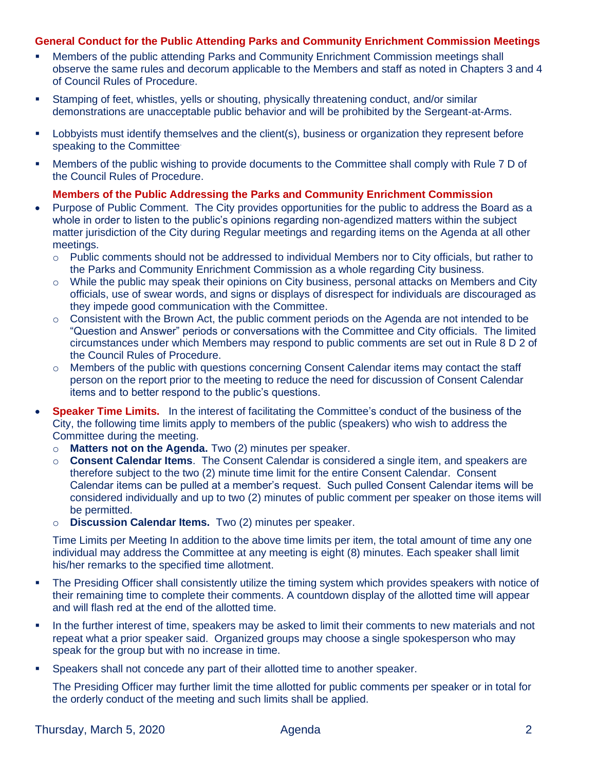## General Conduct for the Public Attending Parks and Community Enrichment Commission Meetings

- Members of the public attending Parks and Community Enrichment Commission meetings shall observe the same rules and decorum applicable to the Members and staff as noted in Chapters 3 and 4 of Council Rules of Procedure.
- Stamping of feet, whistles, yells or shouting, physically threatening conduct, and/or similar demonstrations are unacceptable public behavior and will be prohibited by the Sergeant-at-Arms.
- Lobbyists must identify themselves and the client(s), business or organization they represent before speaking to the Committee.
- Members of the public wishing to provide documents to the Committee shall comply with Rule 7 D of the Council Rules of Procedure.

### Members of the Public Addressing the Parks and Community Enrichment Commission

- Purpose of Public Comment. The City provides opportunities for the public to address the Board as a whole in order to listen to the public's opinions regarding non-agendized matters within the subject matter jurisdiction of the City during Regular meetings and regarding items on the Agenda at all other meetings.
  - Public comments should not be addressed to individual Members nor to City officials, but rather to the Parks and Community Enrichment Commission as a whole regarding City business.
  - While the public may speak their opinions on City business, personal attacks on Members and City officials, use of swear words, and signs or displays of disrespect for individuals are discouraged as they impede good communication with the Committee.
  - Consistent with the Brown Act, the public comment periods on the Agenda are not intended to be "Question and Answer" periods or conversations with the Committee and City officials. The limited circumstances under which Members may respond to public comments are set out in Rule 8 D 2 of the Council Rules of Procedure.
  - Members of the public with questions concerning Consent Calendar items may contact the staff person on the report prior to the meeting to reduce the need for discussion of Consent Calendar items and to better respond to the public's questions.
- **Speaker Time Limits.** In the interest of facilitating the Committee's conduct of the business of the City, the following time limits apply to members of the public (speakers) who wish to address the Committee during the meeting.
  - **Matters not on the Agenda.** Two (2) minutes per speaker.
  - **Consent Calendar Items**. The Consent Calendar is considered a single item, and speakers are therefore subject to the two (2) minute time limit for the entire Consent Calendar. Consent Calendar items can be pulled at a member's request. Such pulled Consent Calendar items will be considered individually and up to two (2) minutes of public comment per speaker on those items will be permitted.
  - **Discussion Calendar Items.** Two (2) minutes per speaker.

  Time Limits per Meeting In addition to the above time limits per item, the total amount of time any one individual may address the Committee at any meeting is eight (8) minutes. Each speaker shall limit his/her remarks to the specified time allotment.

- The Presiding Officer shall consistently utilize the timing system which provides speakers with notice of their remaining time to complete their comments. A countdown display of the allotted time will appear and will flash red at the end of the allotted time.
- In the further interest of time, speakers may be asked to limit their comments to new materials and not repeat what a prior speaker said. Organized groups may choose a single spokesperson who may speak for the group but with no increase in time.
- Speakers shall not concede any part of their allotted time to another speaker.

  The Presiding Officer may further limit the time allotted for public comments per speaker or in total for the orderly conduct of the meeting and such limits shall be applied.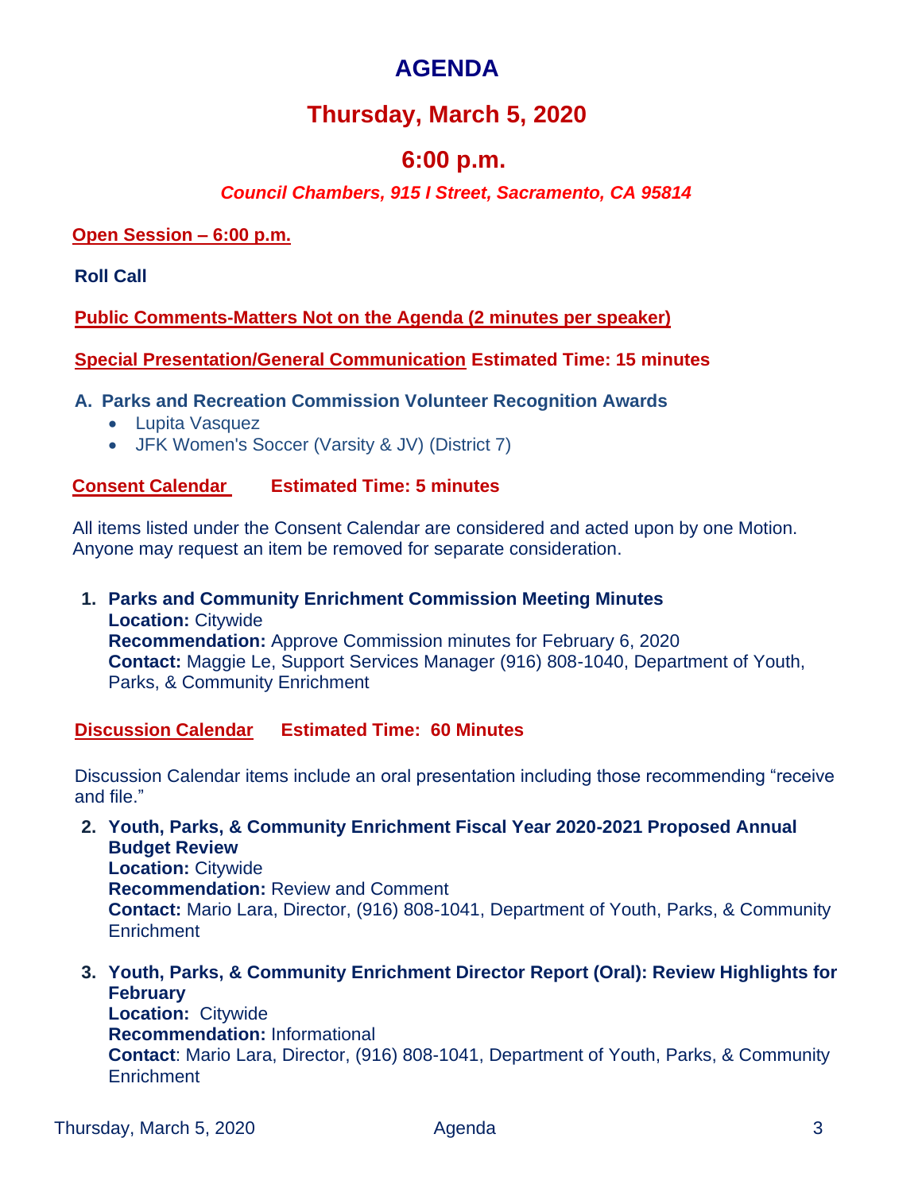# AGENDA

## Thursday, March 5, 2020

## 6:00 p.m.

***Council Chambers, 915 I Street, Sacramento, CA 95814***

**Open Session – 6:00 p.m.**

**Roll Call**

**Public Comments-Matters Not on the Agenda (2 minutes per speaker)**

**Special Presentation/General Communication Estimated Time: 15 minutes**

**A. Parks and Recreation Commission Volunteer Recognition Awards**

- Lupita Vasquez
- JFK Women's Soccer (Varsity & JV) (District 7)

**Consent Calendar Estimated Time: 5 minutes**

All items listed under the Consent Calendar are considered and acted upon by one Motion. Anyone may request an item be removed for separate consideration.

1. **Parks and Community Enrichment Commission Meeting Minutes**
   **Location:** Citywide
   **Recommendation:** Approve Commission minutes for February 6, 2020
   **Contact:** Maggie Le, Support Services Manager (916) 808-1040, Department of Youth, Parks, & Community Enrichment

**Discussion Calendar Estimated Time: 60 Minutes**

Discussion Calendar items include an oral presentation including those recommending "receive and file."

2. **Youth, Parks, & Community Enrichment Fiscal Year 2020-2021 Proposed Annual Budget Review**
   **Location:** Citywide
   **Recommendation:** Review and Comment
   **Contact:** Mario Lara, Director, (916) 808-1041, Department of Youth, Parks, & Community Enrichment

3. **Youth, Parks, & Community Enrichment Director Report (Oral): Review Highlights for February**
   **Location:** Citywide
   **Recommendation:** Informational
   **Contact**: Mario Lara, Director, (916) 808-1041, Department of Youth, Parks, & Community Enrichment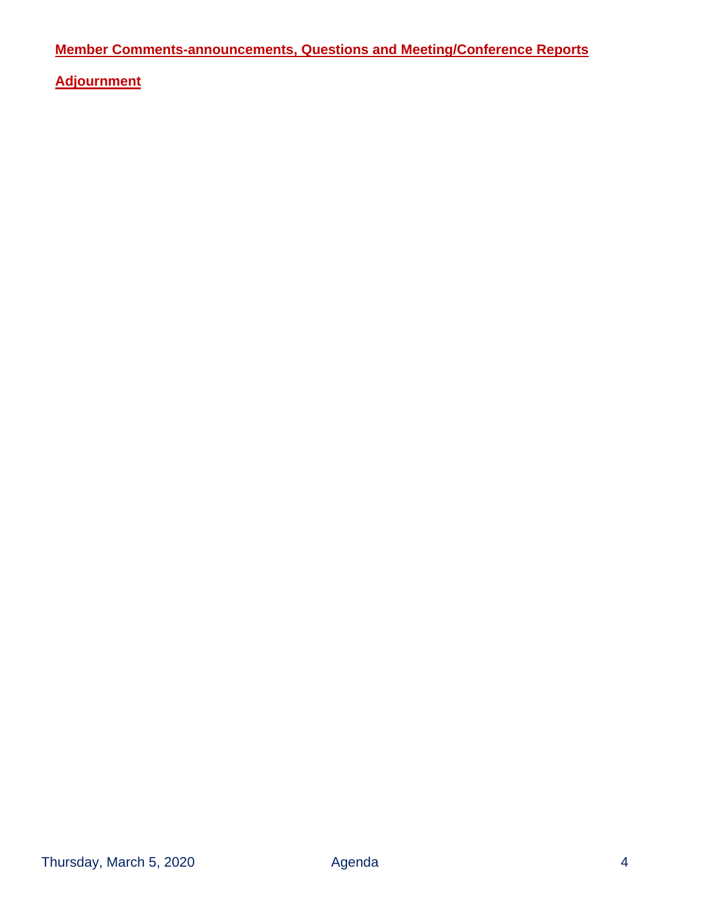**Member Comments-announcements, Questions and Meeting/Conference Reports**

**Adjournment**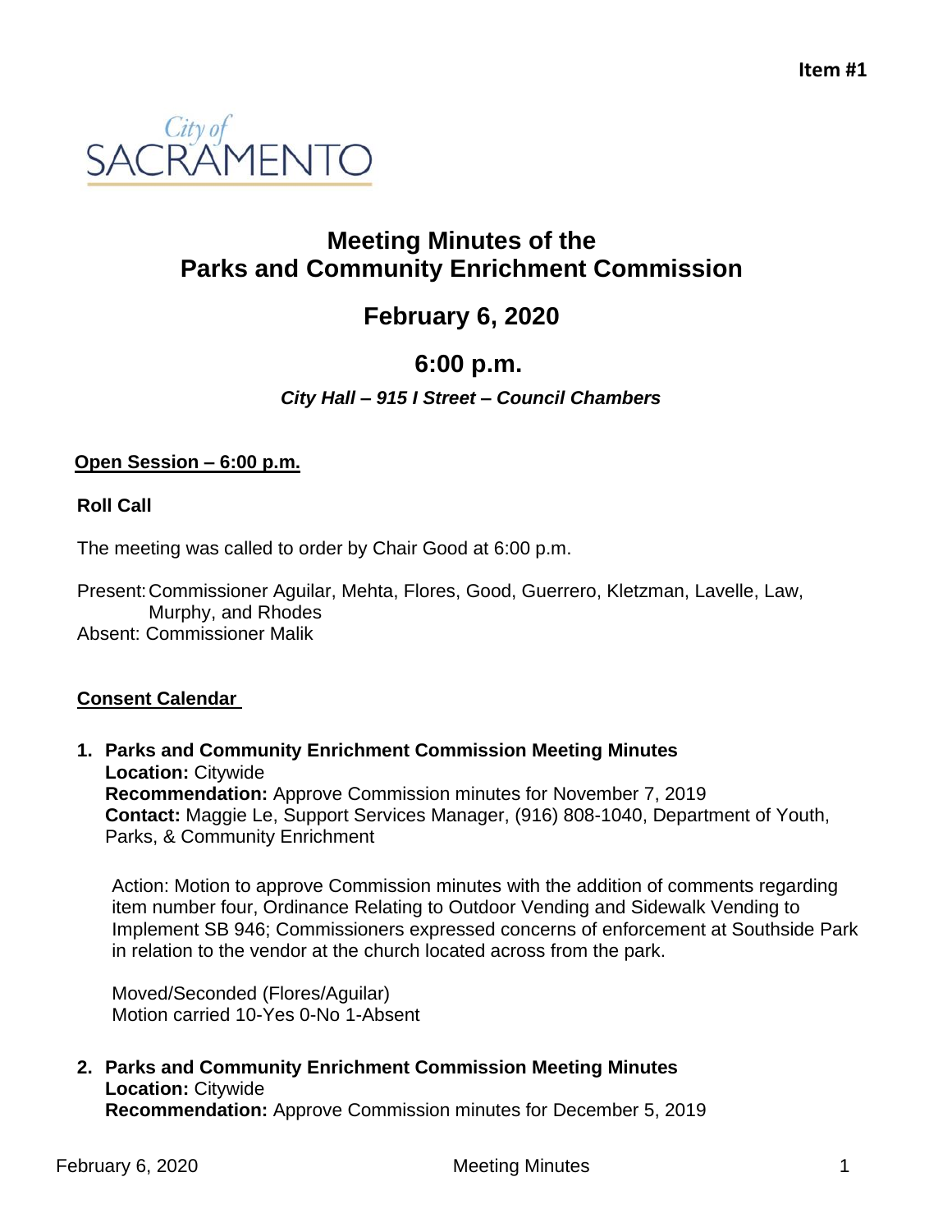Item #1

City of SACRAMENTO

# Meeting Minutes of the Parks and Community Enrichment Commission

## February 6, 2020

## 6:00 p.m.

***City Hall – 915 I Street – Council Chambers***

**Open Session – 6:00 p.m.**

**Roll Call**

The meeting was called to order by Chair Good at 6:00 p.m.

Present: Commissioner Aguilar, Mehta, Flores, Good, Guerrero, Kletzman, Lavelle, Law, Murphy, and Rhodes
Absent: Commissioner Malik

**Consent Calendar**

1. **Parks and Community Enrichment Commission Meeting Minutes**
   **Location:** Citywide
   **Recommendation:** Approve Commission minutes for November 7, 2019
   **Contact:** Maggie Le, Support Services Manager, (916) 808-1040, Department of Youth, Parks, & Community Enrichment

   Action: Motion to approve Commission minutes with the addition of comments regarding item number four, Ordinance Relating to Outdoor Vending and Sidewalk Vending to Implement SB 946; Commissioners expressed concerns of enforcement at Southside Park in relation to the vendor at the church located across from the park.

   Moved/Seconded (Flores/Aguilar)
   Motion carried 10-Yes 0-No 1-Absent

2. **Parks and Community Enrichment Commission Meeting Minutes**
   **Location:** Citywide
   **Recommendation:** Approve Commission minutes for December 5, 2019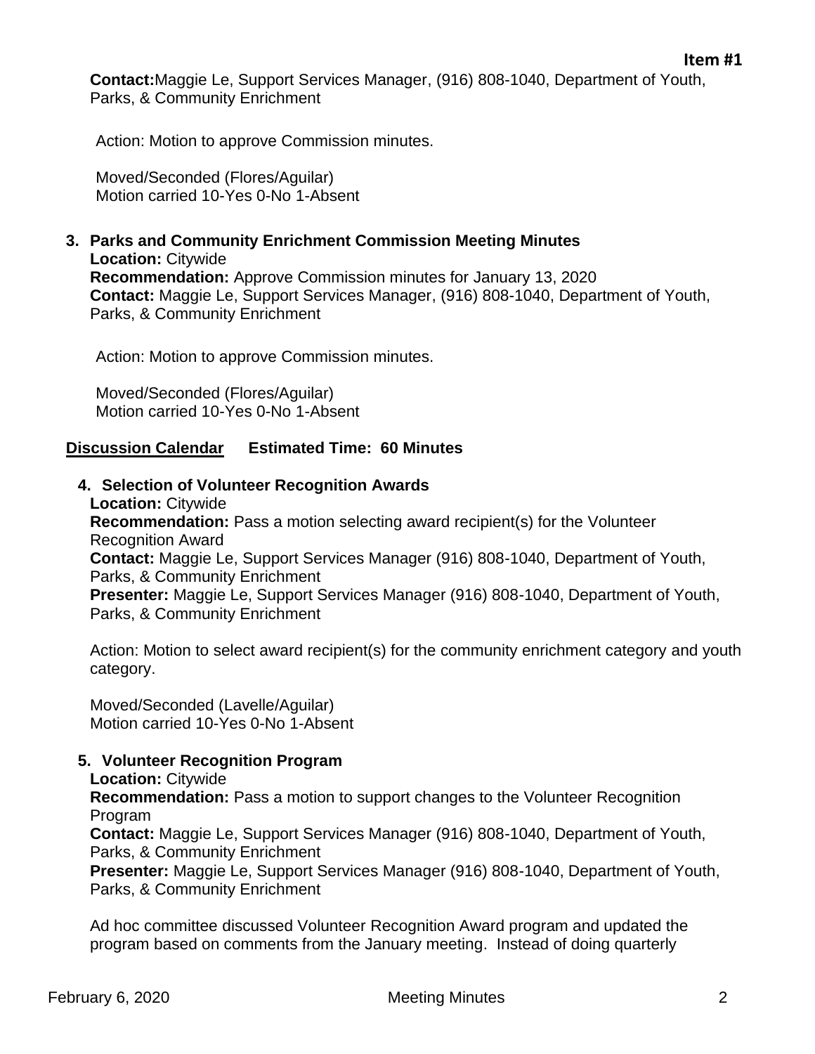**Item #1**

**Contact:** Maggie Le, Support Services Manager, (916) 808-1040, Department of Youth, Parks, & Community Enrichment

Action: Motion to approve Commission minutes.

Moved/Seconded (Flores/Aguilar)
Motion carried 10-Yes 0-No 1-Absent

3. **Parks and Community Enrichment Commission Meeting Minutes**
   **Location:** Citywide
   **Recommendation:** Approve Commission minutes for January 13, 2020
   **Contact:** Maggie Le, Support Services Manager, (916) 808-1040, Department of Youth, Parks, & Community Enrichment

   Action: Motion to approve Commission minutes.

   Moved/Seconded (Flores/Aguilar)
   Motion carried 10-Yes 0-No 1-Absent

## Discussion Calendar — Estimated Time: 60 Minutes

4. **Selection of Volunteer Recognition Awards**
   **Location:** Citywide
   **Recommendation:** Pass a motion selecting award recipient(s) for the Volunteer Recognition Award
   **Contact:** Maggie Le, Support Services Manager (916) 808-1040, Department of Youth, Parks, & Community Enrichment
   **Presenter:** Maggie Le, Support Services Manager (916) 808-1040, Department of Youth, Parks, & Community Enrichment

   Action: Motion to select award recipient(s) for the community enrichment category and youth category.

   Moved/Seconded (Lavelle/Aguilar)
   Motion carried 10-Yes 0-No 1-Absent

5. **Volunteer Recognition Program**
   **Location:** Citywide
   **Recommendation:** Pass a motion to support changes to the Volunteer Recognition Program
   **Contact:** Maggie Le, Support Services Manager (916) 808-1040, Department of Youth, Parks, & Community Enrichment
   **Presenter:** Maggie Le, Support Services Manager (916) 808-1040, Department of Youth, Parks, & Community Enrichment

   Ad hoc committee discussed Volunteer Recognition Award program and updated the program based on comments from the January meeting. Instead of doing quarterly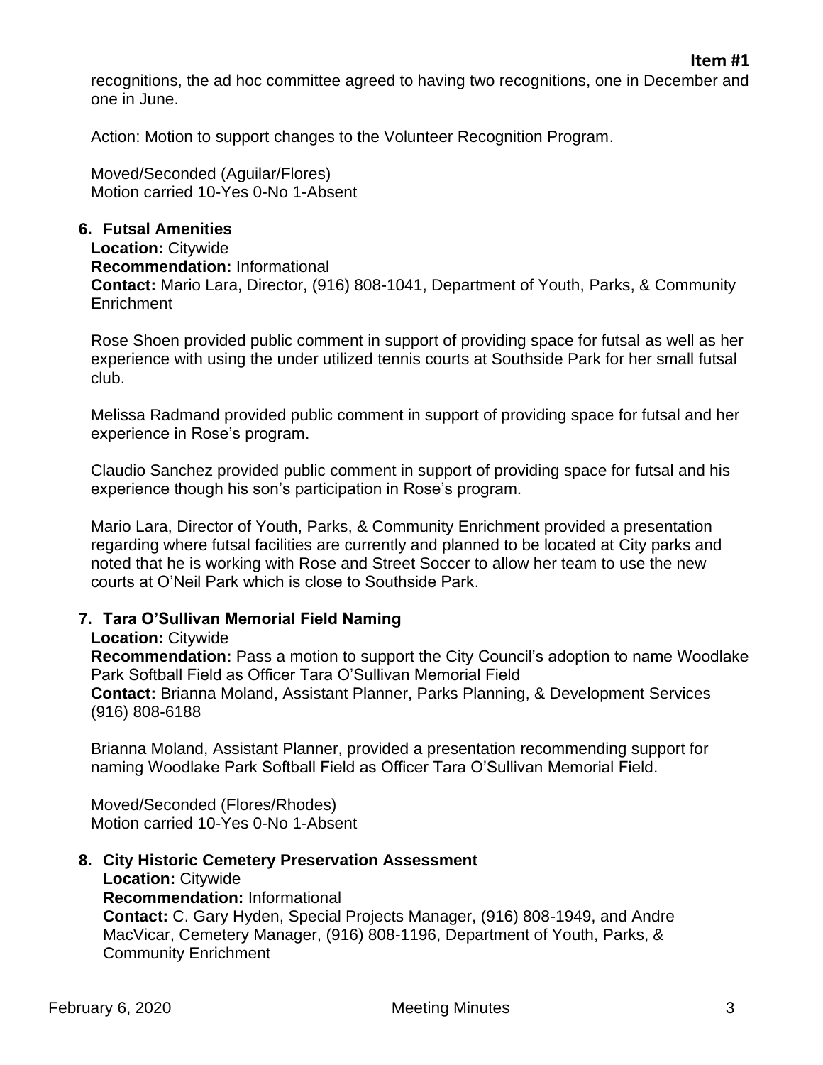recognitions, the ad hoc committee agreed to having two recognitions, one in December and one in June.

Action: Motion to support changes to the Volunteer Recognition Program.

Moved/Seconded (Aguilar/Flores)
Motion carried 10-Yes 0-No 1-Absent

**6. Futsal Amenities**

**Location:** Citywide
**Recommendation:** Informational
**Contact:** Mario Lara, Director, (916) 808-1041, Department of Youth, Parks, & Community Enrichment

Rose Shoen provided public comment in support of providing space for futsal as well as her experience with using the under utilized tennis courts at Southside Park for her small futsal club.

Melissa Radmand provided public comment in support of providing space for futsal and her experience in Rose's program.

Claudio Sanchez provided public comment in support of providing space for futsal and his experience though his son's participation in Rose's program.

Mario Lara, Director of Youth, Parks, & Community Enrichment provided a presentation regarding where futsal facilities are currently and planned to be located at City parks and noted that he is working with Rose and Street Soccer to allow her team to use the new courts at O'Neil Park which is close to Southside Park.

**7. Tara O'Sullivan Memorial Field Naming**

**Location:** Citywide
**Recommendation:** Pass a motion to support the City Council's adoption to name Woodlake Park Softball Field as Officer Tara O'Sullivan Memorial Field
**Contact:** Brianna Moland, Assistant Planner, Parks Planning, & Development Services (916) 808-6188

Brianna Moland, Assistant Planner, provided a presentation recommending support for naming Woodlake Park Softball Field as Officer Tara O'Sullivan Memorial Field.

Moved/Seconded (Flores/Rhodes)
Motion carried 10-Yes 0-No 1-Absent

**8. City Historic Cemetery Preservation Assessment**

**Location:** Citywide
**Recommendation:** Informational
**Contact:** C. Gary Hyden, Special Projects Manager, (916) 808-1949, and Andre MacVicar, Cemetery Manager, (916) 808-1196, Department of Youth, Parks, & Community Enrichment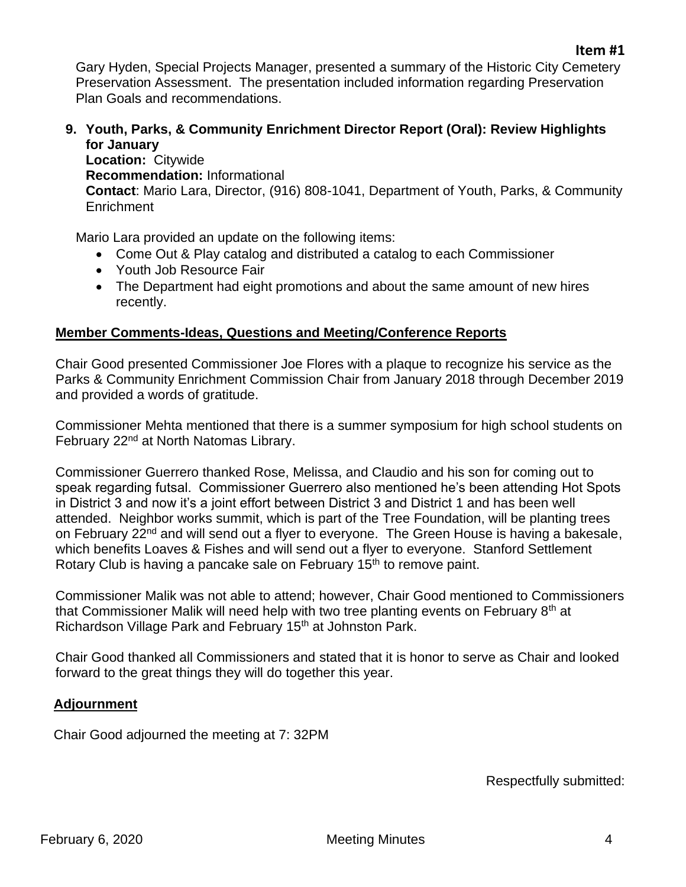**Item #1**

Gary Hyden, Special Projects Manager, presented a summary of the Historic City Cemetery Preservation Assessment. The presentation included information regarding Preservation Plan Goals and recommendations.

**9. Youth, Parks, & Community Enrichment Director Report (Oral): Review Highlights for January**

**Location:** Citywide

**Recommendation:** Informational

**Contact**: Mario Lara, Director, (916) 808-1041, Department of Youth, Parks, & Community Enrichment

Mario Lara provided an update on the following items:

- Come Out & Play catalog and distributed a catalog to each Commissioner
- Youth Job Resource Fair
- The Department had eight promotions and about the same amount of new hires recently.

**Member Comments-Ideas, Questions and Meeting/Conference Reports**

Chair Good presented Commissioner Joe Flores with a plaque to recognize his service as the Parks & Community Enrichment Commission Chair from January 2018 through December 2019 and provided a words of gratitude.

Commissioner Mehta mentioned that there is a summer symposium for high school students on February 22nd at North Natomas Library.

Commissioner Guerrero thanked Rose, Melissa, and Claudio and his son for coming out to speak regarding futsal. Commissioner Guerrero also mentioned he's been attending Hot Spots in District 3 and now it's a joint effort between District 3 and District 1 and has been well attended. Neighbor works summit, which is part of the Tree Foundation, will be planting trees on February 22nd and will send out a flyer to everyone. The Green House is having a bakesale, which benefits Loaves & Fishes and will send out a flyer to everyone. Stanford Settlement Rotary Club is having a pancake sale on February 15th to remove paint.

Commissioner Malik was not able to attend; however, Chair Good mentioned to Commissioners that Commissioner Malik will need help with two tree planting events on February 8th at Richardson Village Park and February 15th at Johnston Park.

Chair Good thanked all Commissioners and stated that it is honor to serve as Chair and looked forward to the great things they will do together this year.

**Adjournment**

Chair Good adjourned the meeting at 7: 32PM

Respectfully submitted: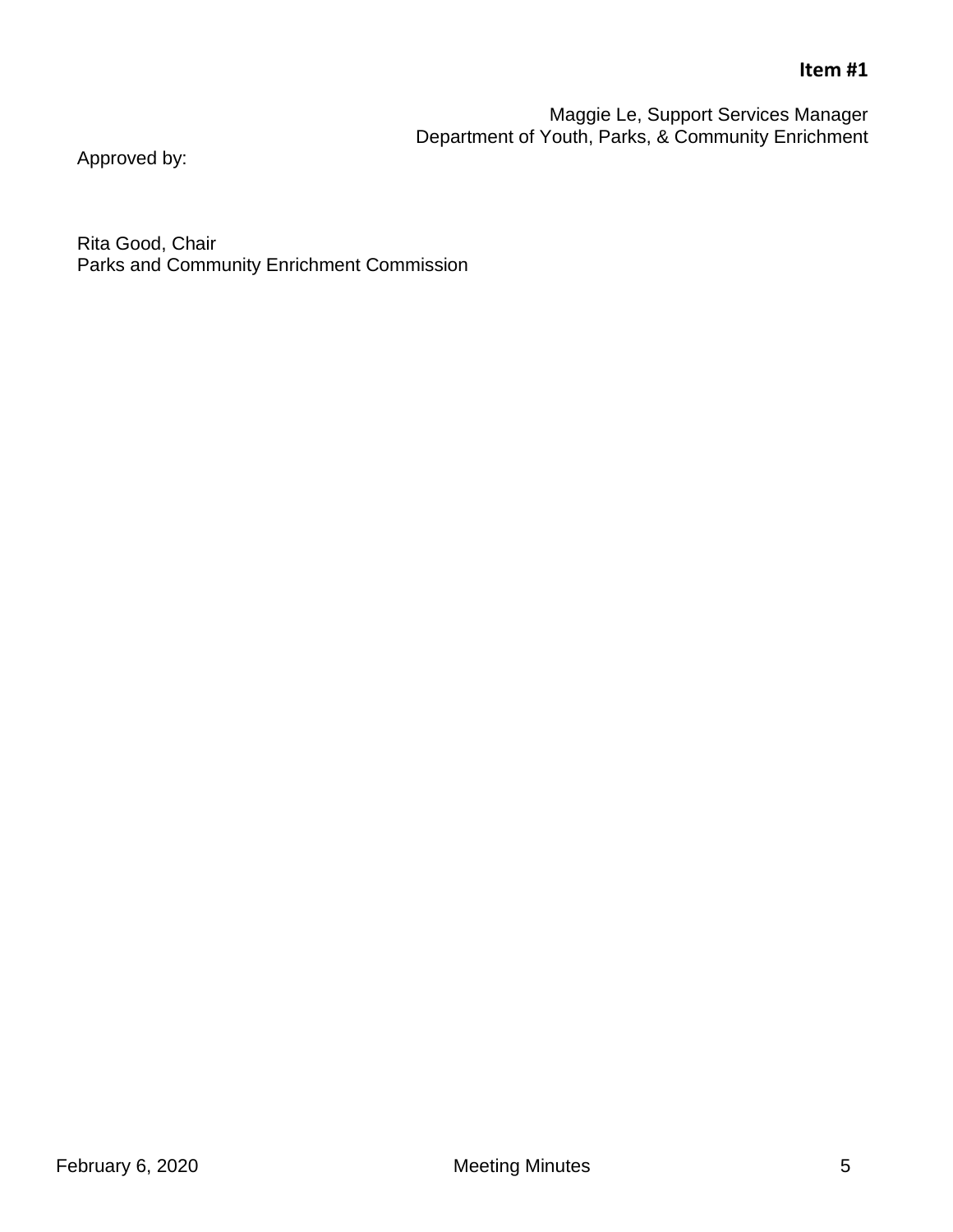**Item #1**

Maggie Le, Support Services Manager
Department of Youth, Parks, & Community Enrichment

Approved by:

Rita Good, Chair
Parks and Community Enrichment Commission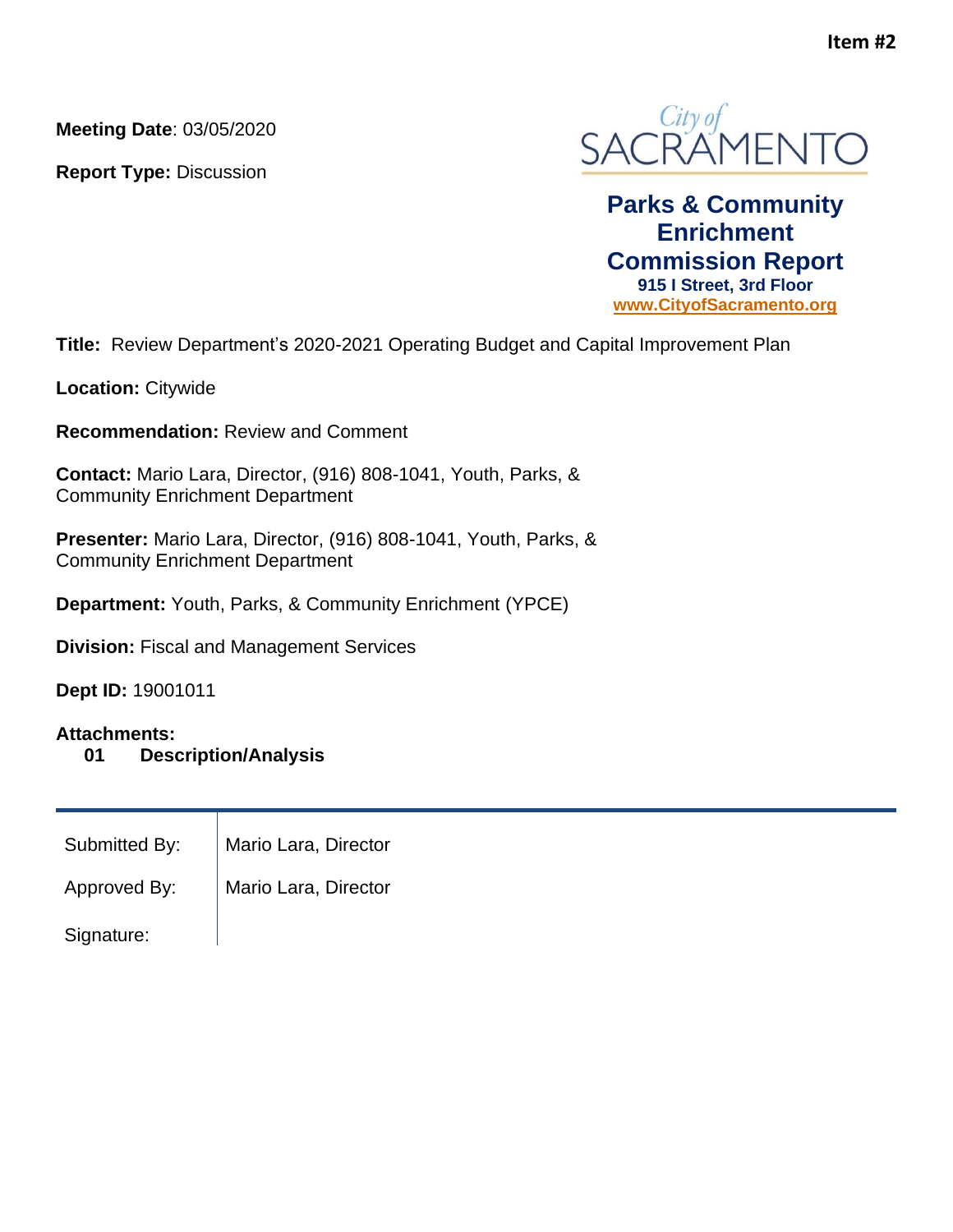**Item #2**

**Meeting Date**: 03/05/2020

**Report Type:** Discussion

City of SACRAMENTO

**Parks & Community Enrichment Commission Report**
**915 I Street, 3rd Floor**
**www.CityofSacramento.org**

**Title:** Review Department's 2020-2021 Operating Budget and Capital Improvement Plan

**Location:** Citywide

**Recommendation:** Review and Comment

**Contact:** Mario Lara, Director, (916) 808-1041, Youth, Parks, & Community Enrichment Department

**Presenter:** Mario Lara, Director, (916) 808-1041, Youth, Parks, & Community Enrichment Department

**Department:** Youth, Parks, & Community Enrichment (YPCE)

**Division:** Fiscal and Management Services

**Dept ID:** 19001011

**Attachments:**
**01 Description/Analysis**

| | |
|---|---|
| Submitted By: | Mario Lara, Director |
| Approved By: | Mario Lara, Director |
| Signature: | |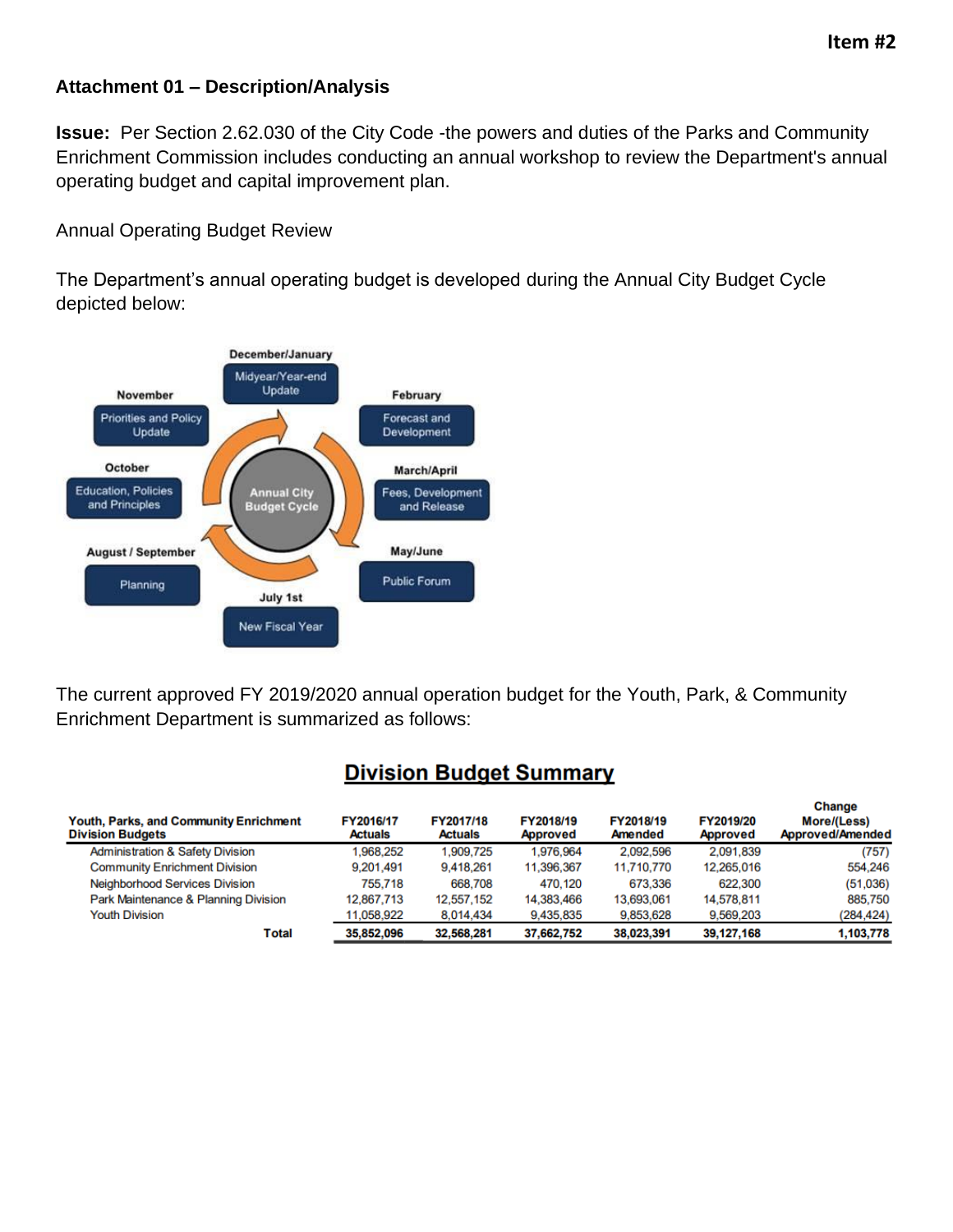**Attachment 01 – Description/Analysis**

**Issue:** Per Section 2.62.030 of the City Code -the powers and duties of the Parks and Community Enrichment Commission includes conducting an annual workshop to review the Department's annual operating budget and capital improvement plan.

Annual Operating Budget Review

The Department's annual operating budget is developed during the Annual City Budget Cycle depicted below:

**Annual City Budget Cycle**

- December/January: Midyear/Year-end Update
- February: Forecast and Development
- March/April: Fees, Development and Release
- May/June: Public Forum
- July 1st: New Fiscal Year
- August / September: Planning
- October: Education, Policies and Principles
- November: Priorities and Policy Update

The current approved FY 2019/2020 annual operation budget for the Youth, Park, & Community Enrichment Department is summarized as follows:

## Division Budget Summary

| Youth, Parks, and Community Enrichment Division Budgets | FY2016/17 Actuals | FY2017/18 Actuals | FY2018/19 Approved | FY2018/19 Amended | FY2019/20 Approved | Change More/(Less) Approved/Amended |
|---|---|---|---|---|---|---|
| Administration & Safety Division | 1,968,252 | 1,909,725 | 1,976,964 | 2,092,596 | 2,091,839 | (757) |
| Community Enrichment Division | 9,201,491 | 9,418,261 | 11,396,367 | 11,710,770 | 12,265,016 | 554,246 |
| Neighborhood Services Division | 755,718 | 668,708 | 470,120 | 673,336 | 622,300 | (51,036) |
| Park Maintenance & Planning Division | 12,867,713 | 12,557,152 | 14,383,466 | 13,693,061 | 14,578,811 | 885,750 |
| Youth Division | 11,058,922 | 8,014,434 | 9,435,835 | 9,853,628 | 9,569,203 | (284,424) |
| **Total** | **35,852,096** | **32,568,281** | **37,662,752** | **38,023,391** | **39,127,168** | **1,103,778** |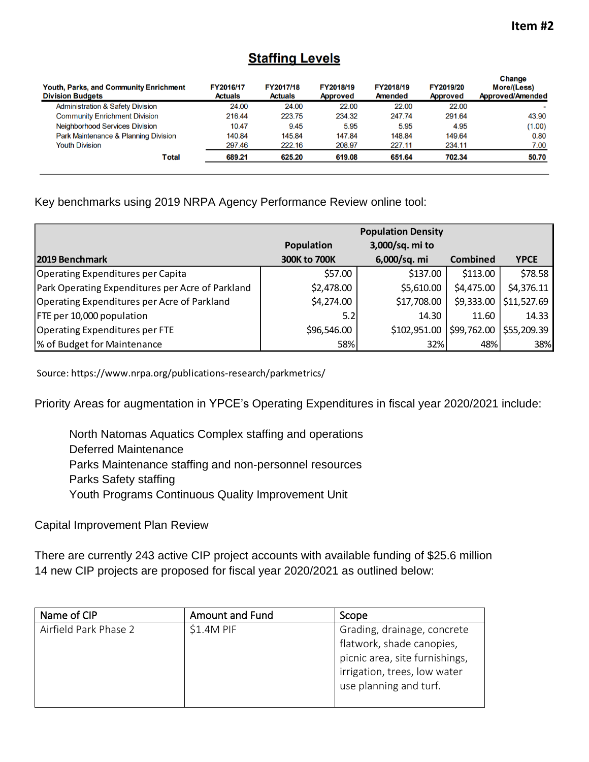**Item #2**

## Staffing Levels

| Youth, Parks, and Community Enrichment Division Budgets | FY2016/17 Actuals | FY2017/18 Actuals | FY2018/19 Approved | FY2018/19 Amended | FY2019/20 Approved | Change More/(Less) Approved/Amended |
|---|---|---|---|---|---|---|
| Administration & Safety Division | 24.00 | 24.00 | 22.00 | 22.00 | 22.00 | - |
| Community Enrichment Division | 216.44 | 223.75 | 234.32 | 247.74 | 291.64 | 43.90 |
| Neighborhood Services Division | 10.47 | 9.45 | 5.95 | 5.95 | 4.95 | (1.00) |
| Park Maintenance & Planning Division | 140.84 | 145.84 | 147.84 | 148.84 | 149.64 | 0.80 |
| Youth Division | 297.46 | 222.16 | 208.97 | 227.11 | 234.11 | 7.00 |
| **Total** | **689.21** | **625.20** | **619.08** | **651.64** | **702.34** | **50.70** |

Key benchmarks using 2019 NRPA Agency Performance Review online tool:

| 2019 Benchmark | Population 300K to 700K | Population Density 3,000/sq. mi to 6,000/sq. mi | Combined | YPCE |
|---|---|---|---|---|
| Operating Expenditures per Capita | $57.00 | $137.00 | $113.00 | $78.58 |
| Park Operating Expenditures per Acre of Parkland | $2,478.00 | $5,610.00 | $4,475.00 | $4,376.11 |
| Operating Expenditures per Acre of Parkland | $4,274.00 | $17,708.00 | $9,333.00 | $11,527.69 |
| FTE per 10,000 population | 5.2 | 14.30 | 11.60 | 14.33 |
| Operating Expenditures per FTE | $96,546.00 | $102,951.00 | $99,762.00 | $55,209.39 |
| % of Budget for Maintenance | 58% | 32% | 48% | 38% |

Source: https://www.nrpa.org/publications-research/parkmetrics/

Priority Areas for augmentation in YPCE's Operating Expenditures in fiscal year 2020/2021 include:

- North Natomas Aquatics Complex staffing and operations
- Deferred Maintenance
- Parks Maintenance staffing and non-personnel resources
- Parks Safety staffing
- Youth Programs Continuous Quality Improvement Unit

Capital Improvement Plan Review

There are currently 243 active CIP project accounts with available funding of $25.6 million
14 new CIP projects are proposed for fiscal year 2020/2021 as outlined below:

| Name of CIP | Amount and Fund | Scope |
|---|---|---|
| Airfield Park Phase 2 | $1.4M PIF | Grading, drainage, concrete flatwork, shade canopies, picnic area, site furnishings, irrigation, trees, low water use planning and turf. |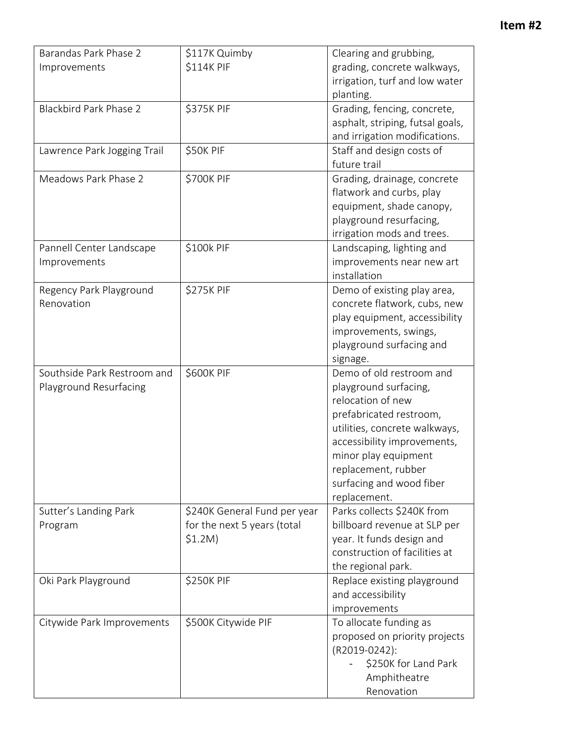**Item #2**

| Barandas Park Phase 2 Improvements | $117K Quimby<br>$114K PIF | Clearing and grubbing, grading, concrete walkways, irrigation, turf and low water planting. |
|---|---|---|
| Blackbird Park Phase 2 | $375K PIF | Grading, fencing, concrete, asphalt, striping, futsal goals, and irrigation modifications. |
| Lawrence Park Jogging Trail | $50K PIF | Staff and design costs of future trail |
| Meadows Park Phase 2 | $700K PIF | Grading, drainage, concrete flatwork and curbs, play equipment, shade canopy, playground resurfacing, irrigation mods and trees. |
| Pannell Center Landscape Improvements | $100k PIF | Landscaping, lighting and improvements near new art installation |
| Regency Park Playground Renovation | $275K PIF | Demo of existing play area, concrete flatwork, cubs, new play equipment, accessibility improvements, swings, playground surfacing and signage. |
| Southside Park Restroom and Playground Resurfacing | $600K PIF | Demo of old restroom and playground surfacing, relocation of new prefabricated restroom, utilities, concrete walkways, accessibility improvements, minor play equipment replacement, rubber surfacing and wood fiber replacement. |
| Sutter's Landing Park Program | $240K General Fund per year for the next 5 years (total $1.2M) | Parks collects $240K from billboard revenue at SLP per year. It funds design and construction of facilities at the regional park. |
| Oki Park Playground | $250K PIF | Replace existing playground and accessibility improvements |
| Citywide Park Improvements | $500K Citywide PIF | To allocate funding as proposed on priority projects (R2019-0242):<br>- $250K for Land Park Amphitheatre Renovation |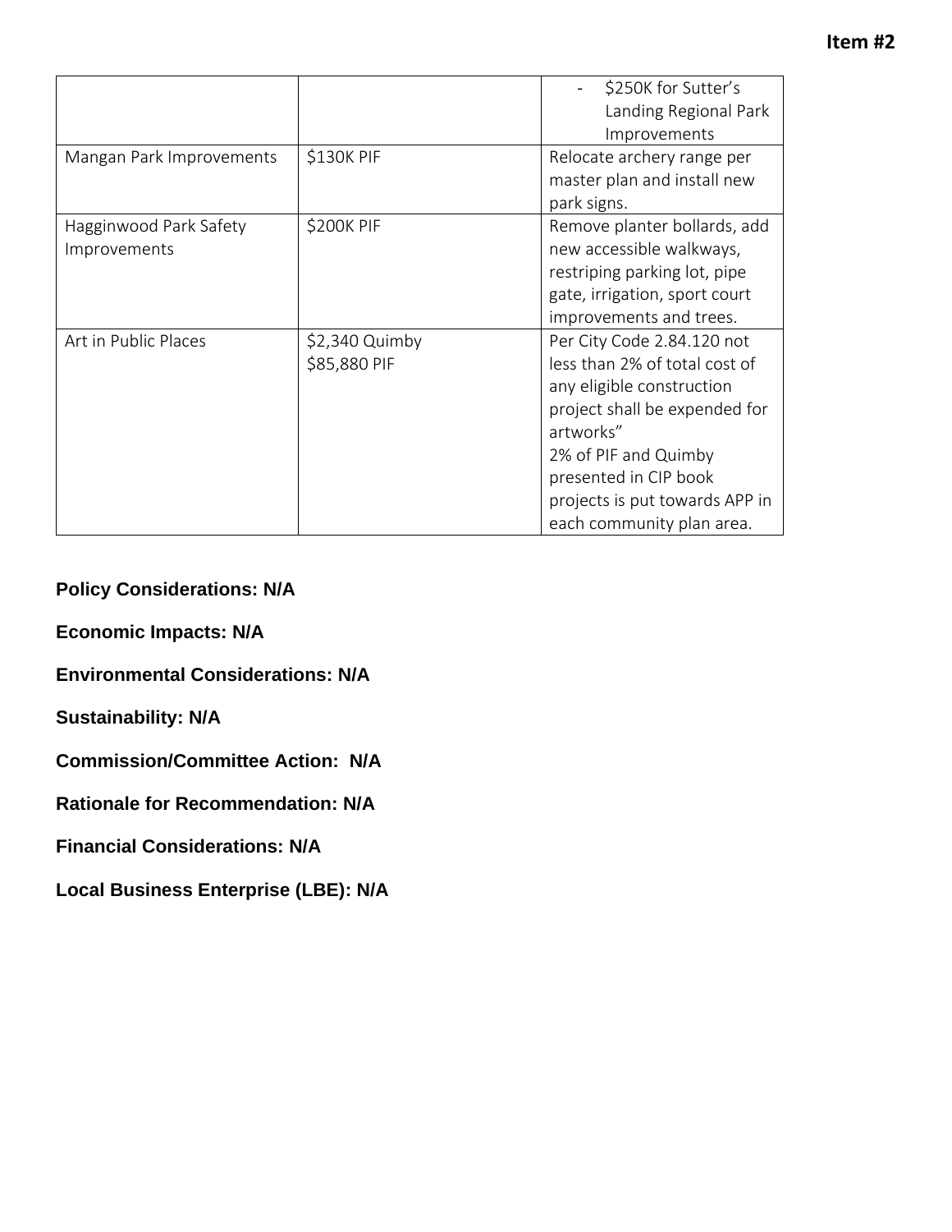| | | |
|---|---|---|
| | | - $250K for Sutter's Landing Regional Park Improvements |
| Mangan Park Improvements | $130K PIF | Relocate archery range per master plan and install new park signs. |
| Hagginwood Park Safety Improvements | $200K PIF | Remove planter bollards, add new accessible walkways, restriping parking lot, pipe gate, irrigation, sport court improvements and trees. |
| Art in Public Places | $2,340 Quimby<br>$85,880 PIF | Per City Code 2.84.120 not less than 2% of total cost of any eligible construction project shall be expended for artworks"<br>2% of PIF and Quimby presented in CIP book projects is put towards APP in each community plan area. |

**Policy Considerations: N/A**

**Economic Impacts: N/A**

**Environmental Considerations: N/A**

**Sustainability: N/A**

**Commission/Committee Action: N/A**

**Rationale for Recommendation: N/A**

**Financial Considerations: N/A**

**Local Business Enterprise (LBE): N/A**